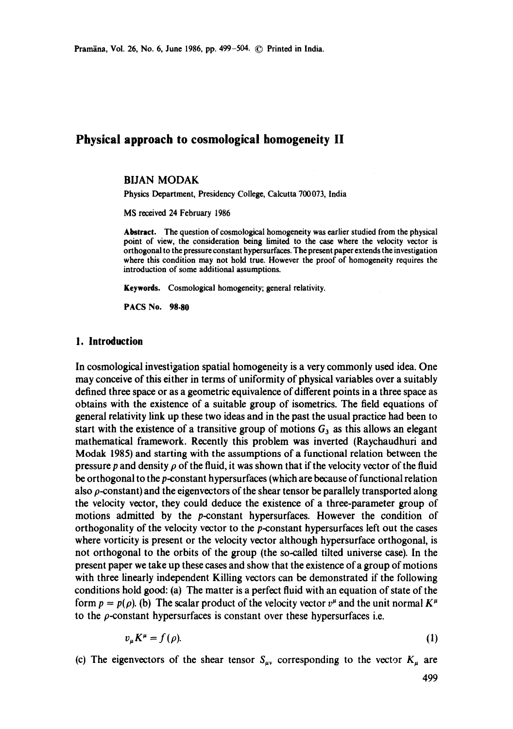# Physical approach to cosmological homogeneity II

BIJAN MODAK

Physics Department, Presidency College, Calcutta 700073, India

MS received 24 February 1986

**Abstract.** The question of cosmological homogeneity was earlier studied from the physical point of view, the consideration being limited to the case where the velocity vector is orthogonal to the pressure constant hypersurfaces. The present paper extends the investigation where this condition may not hold true. However the proof of homogeneity requires the introduction of some additional assumptions.

**Keywords.** Cosmological homogeneity; general relativity.

**PACS No. 98.80**

## 1. Introduction

In cosmological investigation spatial homogeneity is a very commonly used idea. One may conceive of this either in terms of uniformity of physical variables over a suitably defined three space or as a geometric equivalence of different points in a three space as obtains with the existence of a suitable group of isometrics. The field equations of general relativity link up these two ideas and in the past the usual practice had been to start with the existence of a transitive group of motions $G_3$ as this allows an elegant mathematical framework. Recently this problem was inverted (Raychaudhuri and Modak 1985) and starting with the assumptions of a functional relation between the pressure $p$ and density $\rho$ of the fluid, it was shown that if the velocity vector of the fluid be orthogonal to the $p$-constant hypersurfaces (which are because of functional relation also $\rho$-constant) and the eigenvectors of the shear tensor be parallely transported along the velocity vector, they could deduce the existence of a three-parameter group of motions admitted by the $p$-constant hypersurfaces. However the condition of orthogonality of the velocity vector to the $p$-constant hypersurfaces left out the cases where vorticity is present or the velocity vector although hypersurface orthogonal, is not orthogonal to the orbits of the group (the so-called tilted universe case). In the present paper we take up these cases and show that the existence of a group of motions with three linearly independent Killing vectors can be demonstrated if the following conditions hold good: (a) The matter is a perfect fluid with an equation of state of the form $p = p(\rho)$. (b) The scalar product of the velocity vector $v^{\mu}$ and the unit normal $K^{\mu}$ to the $\rho$-constant hypersurfaces is constant over these hypersurfaces i.e.

$$v_{\mu} K^{\mu} = f(\rho). \tag{1}$$

(c) The eigenvectors of the shear tensor $S_{\mu\nu}$ corresponding to the vector $K_{\mu}$ are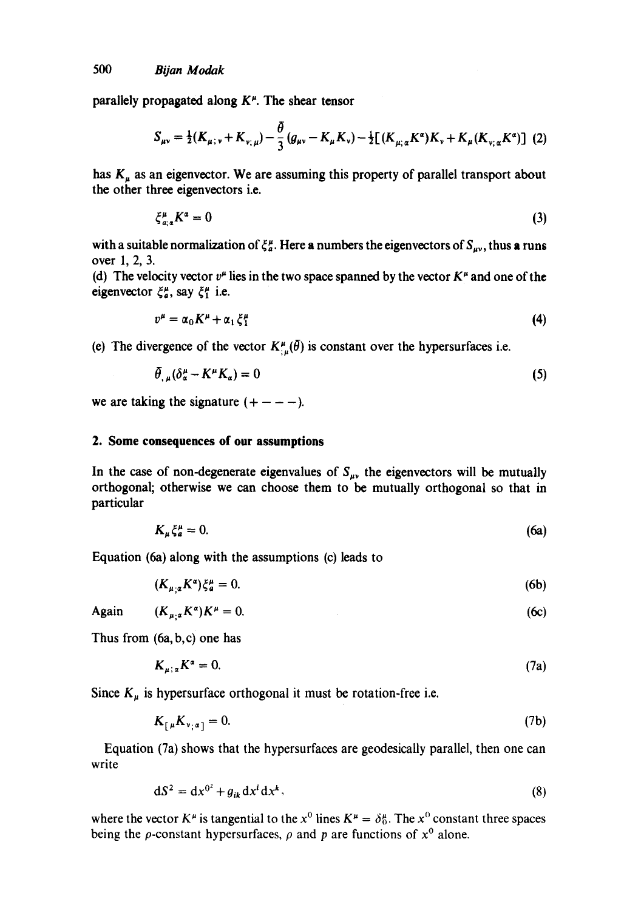parallely propagated along $K^\mu$. The shear tensor

$$S_{\mu\nu} = \tfrac{1}{2}(K_{\mu;\nu} + K_{\nu;\mu}) - \frac{\bar{\theta}}{3}(g_{\mu\nu} - K_\mu K_\nu) - \tfrac{1}{2}[(K_{\mu;\alpha}K^\alpha)K_\nu + K_\mu(K_{\nu;\alpha}K^\alpha)] \quad (2)$$

has $K_\mu$ as an eigenvector. We are assuming this property of parallel transport about the other three eigenvectors i.e.

$$\xi^\mu_{a;\alpha}K^\alpha = 0 \quad (3)$$

with a suitable normalization of $\xi^\mu_a$. Here **a** numbers the eigenvectors of $S_{\mu\nu}$, thus **a** runs over 1, 2, 3.

(d) The velocity vector $v^\mu$ lies in the two space spanned by the vector $K^\mu$ and one of the eigenvector $\xi^\mu_a$, say $\xi^\mu_1$ i.e.

$$v^\mu = \alpha_0 K^\mu + \alpha_1 \xi^\mu_1 \quad (4)$$

(e) The divergence of the vector $K^\mu_{;\mu}(\bar{\theta})$ is constant over the hypersurfaces i.e.

$$\bar{\theta}_{,\mu}(\delta^\mu_\alpha - K^\mu K_\alpha) = 0 \quad (5)$$

we are taking the signature $(+ - - -)$.

## 2. Some consequences of our assumptions

In the case of non-degenerate eigenvalues of $S_{\mu\nu}$ the eigenvectors will be mutually orthogonal; otherwise we can choose them to be mutually orthogonal so that in particular

$$K_\mu \xi^\mu_a = 0. \quad (6a)$$

Equation (6a) along with the assumptions (c) leads to

$$(K_{\mu;\alpha}K^\alpha)\xi^\mu_a = 0. \quad (6b)$$

Again

$$(K_{\mu;\alpha}K^\alpha)K^\mu = 0. \quad (6c)$$

Thus from (6a, b, c) one has

$$K_{\mu;\alpha}K^\alpha = 0. \quad (7a)$$

Since $K_\mu$ is hypersurface orthogonal it must be rotation-free i.e.

$$K_{[\mu}K_{\nu;\alpha]} = 0. \quad (7b)$$

Equation (7a) shows that the hypersurfaces are geodesically parallel, then one can write

$$dS^2 = dx^{0^2} + g_{ik}\,dx^i\,dx^k, \quad (8)$$

where the vector $K^\mu$ is tangential to the $x^0$ lines $K^\mu = \delta^\mu_0$. The $x^0$ constant three spaces being the $\rho$-constant hypersurfaces, $\rho$ and $p$ are functions of $x^0$ alone.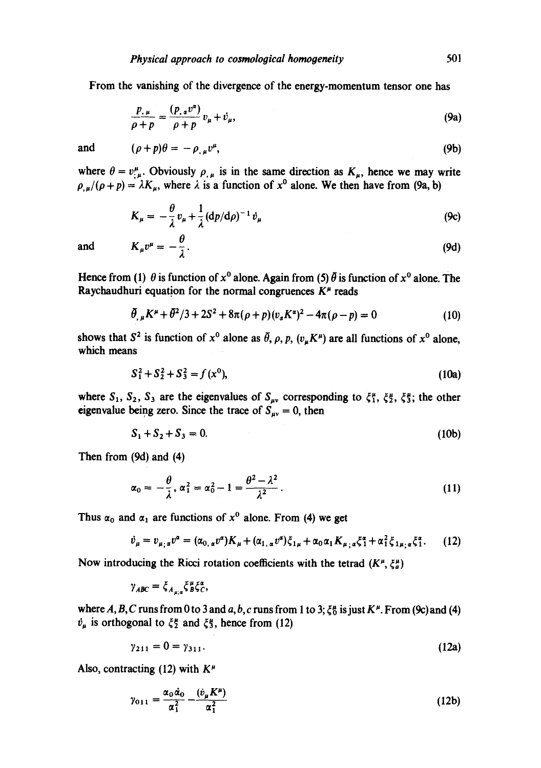From the vanishing of the divergence of the energy-momentum tensor one has

$$\frac{p_{,\mu}}{\rho+p} = \frac{(p_{,\alpha}v^{\alpha})}{\rho+p}v_{\mu} + \dot{v}_{\mu}, \tag{9a}$$

and
$$(\rho+p)\theta = -\rho_{,\mu}v^{\mu}, \tag{9b}$$

where $\theta = v^{\mu}_{;\mu}$. Obviously $\rho_{,\mu}$ is in the same direction as $K_{\mu}$, hence we may write $\rho_{,\mu}/(\rho+p) = \lambda K_{\mu}$, where $\lambda$ is a function of $x^0$ alone. We then have from (9a, b)

$$K_{\mu} = -\frac{\theta}{\lambda}v_{\mu} + \frac{1}{\lambda}(\mathrm{d}p/\mathrm{d}\rho)^{-1}\dot{v}_{\mu} \tag{9c}$$

and
$$K_{\mu}v^{\mu} = -\frac{\theta}{\lambda}. \tag{9d}$$

Hence from (1) $\theta$ is function of $x^0$ alone. Again from (5) $\bar{\theta}$ is function of $x^0$ alone. The Raychaudhuri equation for the normal congruences $K^{\mu}$ reads

$$\bar{\theta}_{,\mu}K^{\mu} + \bar{\theta}^2/3 + 2S^2 + 8\pi(\rho+p)(v_{\alpha}K^{\alpha})^2 - 4\pi(\rho-p) = 0 \tag{10}$$

shows that $S^2$ is function of $x^0$ alone as $\bar{\theta}$, $\rho$, $p$, $(v_{\mu}K^{\mu})$ are all functions of $x^0$ alone, which means

$$S_1^2 + S_2^2 + S_3^2 = f(x^0), \tag{10a}$$

where $S_1$, $S_2$, $S_3$ are the eigenvalues of $S_{\mu\nu}$ corresponding to $\xi_1^{\mu}$, $\xi_2^{\mu}$, $\xi_3^{\mu}$; the other eigenvalue being zero. Since the trace of $S_{\mu\nu} = 0$, then

$$S_1 + S_2 + S_3 = 0. \tag{10b}$$

Then from (9d) and (4)

$$\alpha_0 = -\frac{\theta}{\lambda},\ \alpha_1^2 = \alpha_0^2 - 1 = \frac{\theta^2 - \lambda^2}{\lambda^2}. \tag{11}$$

Thus $\alpha_0$ and $\alpha_1$ are functions of $x^0$ alone. From (4) we get

$$\dot{v}_{\mu} = v_{\mu;\alpha}v^{\alpha} = (\alpha_{0,\alpha}v^{\alpha})K_{\mu} + (\alpha_{1,\alpha}v^{\alpha})\xi_{1\mu} + \alpha_0\alpha_1 K_{\mu;\alpha}\xi_1^{\alpha} + \alpha_1^2\xi_{1\mu;\alpha}\xi_1^{\alpha}. \tag{12}$$

Now introducing the Ricci rotation coefficients with the tetrad $(K^{\mu}, \xi_a^{\mu})$

$$\gamma_{ABC} = \xi_{A_{\mu;\alpha}}\xi_B^{\mu}\xi_C^{\alpha},$$

where $A, B, C$ runs from 0 to 3 and $a, b, c$ runs from 1 to 3; $\xi_0^{\mu}$ is just $K^{\mu}$. From (9c) and (4) $\dot{v}_{\mu}$ is orthogonal to $\xi_2^{\mu}$ and $\xi_3^{\mu}$, hence from (12)

$$\gamma_{211} = 0 = \gamma_{311}. \tag{12a}$$

Also, contracting (12) with $K^{\mu}$

$$\gamma_{011} = \frac{\alpha_0\dot{\alpha}_0}{\alpha_1^2} - \frac{(\dot{v}_{\mu}K^{\mu})}{\alpha_1^2} \tag{12b}$$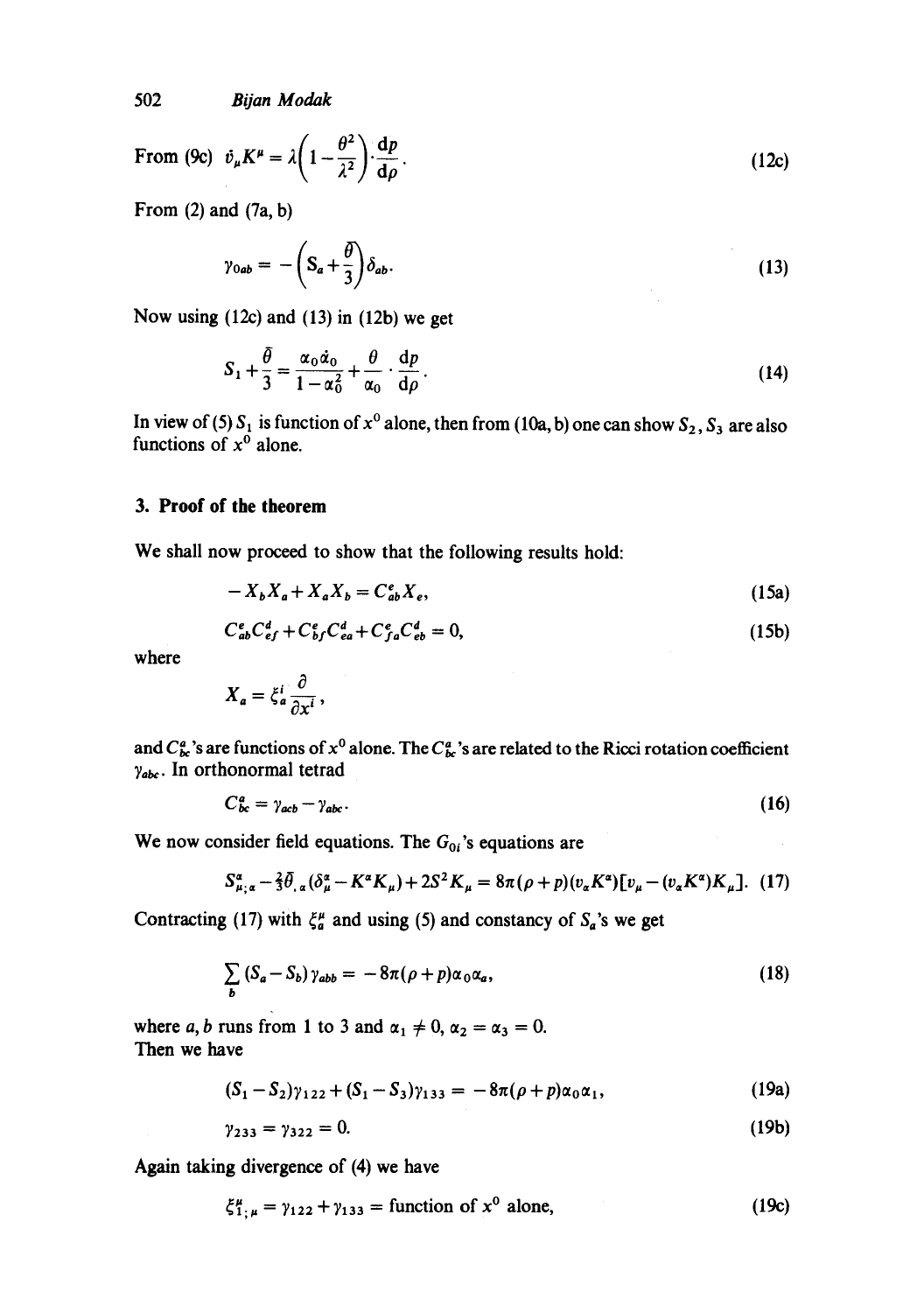From (9c) $\dot{v}_\mu K^\mu = \lambda\left(1 - \frac{\theta^2}{\lambda^2}\right) \cdot \frac{dp}{d\rho}$. (12c)

From (2) and (7a, b)

$$\gamma_{0ab} = -\left(S_a + \frac{\theta}{3}\right)\delta_{ab}. \tag{13}$$

Now using (12c) and (13) in (12b) we get

$$S_1 + \frac{\theta}{3} = \frac{\alpha_0 \dot{\alpha}_0}{1 - \alpha_0^2} + \frac{\theta}{\alpha_0} \cdot \frac{dp}{d\rho}. \tag{14}$$

In view of (5) $S_1$ is function of $x^0$ alone, then from (10a, b) one can show $S_2, S_3$ are also functions of $x^0$ alone.

## 3. Proof of the theorem

We shall now proceed to show that the following results hold:

$$-X_b X_a + X_a X_b = C^e_{ab} X_e, \tag{15a}$$

$$C^e_{ab} C^d_{ef} + C^e_{bf} C^d_{ea} + C^e_{fa} C^d_{eb} = 0, \tag{15b}$$

where

$$X_a = \xi^i_a \frac{\partial}{\partial x^i},$$

and $C^a_{bc}$'s are functions of $x^0$ alone. The $C^a_{bc}$'s are related to the Ricci rotation coefficient $\gamma_{abc}$. In orthonormal tetrad

$$C^a_{bc} = \gamma_{acb} - \gamma_{abc}. \tag{16}$$

We now consider field equations. The $G_{0i}$'s equations are

$$S^\alpha_{\mu;\alpha} - \tfrac{2}{3}\theta_{,\alpha}(\delta^\alpha_\mu - K^\alpha K_\mu) + 2S^2 K_\mu = 8\pi(\rho + p)(v_\alpha K^\alpha)[v_\mu - (v_\alpha K^\alpha)K_\mu]. \tag{17}$$

Contracting (17) with $\xi^\mu_a$ and using (5) and constancy of $S_a$'s we get

$$\sum_b (S_a - S_b)\gamma_{abb} = -8\pi(\rho + p)\alpha_0 \alpha_a, \tag{18}$$

where $a, b$ runs from 1 to 3 and $\alpha_1 \neq 0$, $\alpha_2 = \alpha_3 = 0$.
Then we have

$$(S_1 - S_2)\gamma_{122} + (S_1 - S_3)\gamma_{133} = -8\pi(\rho + p)\alpha_0 \alpha_1, \tag{19a}$$

$$\gamma_{233} = \gamma_{322} = 0. \tag{19b}$$

Again taking divergence of (4) we have

$$\xi^\mu_{1;\mu} = \gamma_{122} + \gamma_{133} = \text{function of } x^0 \text{ alone}, \tag{19c}$$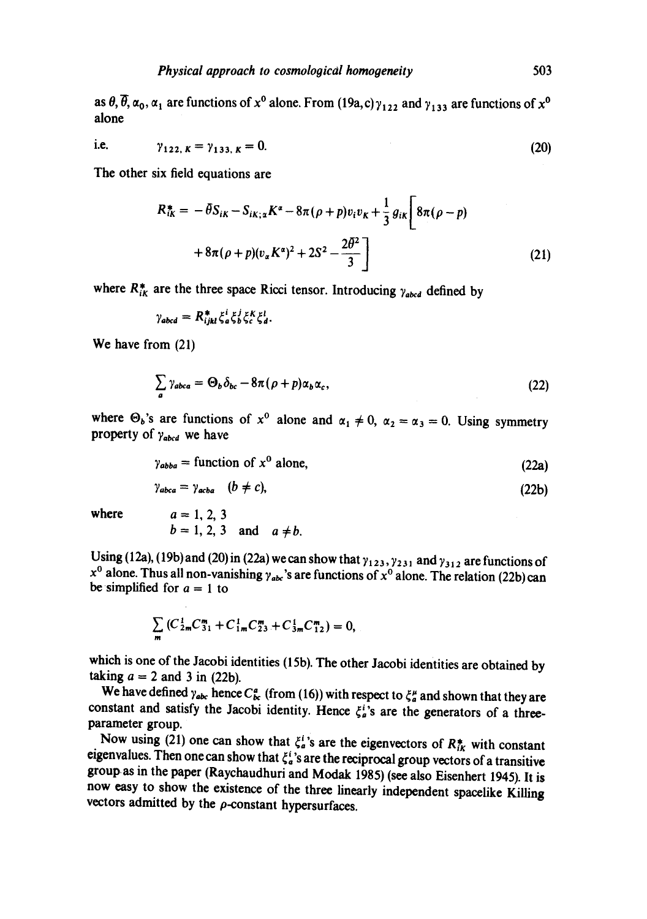as $\theta, \bar{\theta}, \alpha_0, \alpha_1$ are functions of $x^0$ alone. From (19a,c) $\gamma_{122}$ and $\gamma_{133}$ are functions of $x^0$ alone

$$\text{i.e.} \qquad \gamma_{122,K} = \gamma_{133,K} = 0. \tag{20}$$

The other six field equations are

$$R^*_{iK} = -\bar{\theta} S_{iK} - S_{iK;\alpha} K^\alpha - 8\pi(\rho + p) v_i v_K + \frac{1}{3} g_{iK} \left[ 8\pi(\rho - p) + 8\pi(\rho + p)(v_\alpha K^\alpha)^2 + 2S^2 - \frac{2\theta^2}{3} \right] \tag{21}$$

where $R^*_{iK}$ are the three space Ricci tensor. Introducing $\gamma_{abcd}$ defined by

$$\gamma_{abcd} = R^*_{ijkl} \xi^i_a \xi^j_b \xi^K_c \xi^l_d.$$

We have from (21)

$$\sum_a \gamma_{abca} = \Theta_b \delta_{bc} - 8\pi(\rho + p)\alpha_b \alpha_c, \tag{22}$$

where $\Theta_b$'s are functions of $x^0$ alone and $\alpha_1 \neq 0$, $\alpha_2 = \alpha_3 = 0$. Using symmetry property of $\gamma_{abcd}$ we have

$$\gamma_{abba} = \text{function of } x^0 \text{ alone}, \tag{22a}$$

$$\gamma_{abca} = \gamma_{acba} \quad (b \neq c), \tag{22b}$$

where $a = 1, 2, 3$
$b = 1, 2, 3$ and $a \neq b$.

Using (12a), (19b) and (20) in (22a) we can show that $\gamma_{123}, \gamma_{231}$ and $\gamma_{312}$ are functions of $x^0$ alone. Thus all non-vanishing $\gamma_{abc}$'s are functions of $x^0$ alone. The relation (22b) can be simplified for $a = 1$ to

$$\sum_m (C^1_{2m} C^m_{31} + C^1_{1m} C^m_{23} + C^1_{3m} C^m_{12}) = 0,$$

which is one of the Jacobi identities (15b). The other Jacobi identities are obtained by taking $a = 2$ and $3$ in (22b).

We have defined $\gamma_{abc}$ hence $C^a_{bc}$ (from (16)) with respect to $\xi^\mu_a$ and shown that they are constant and satisfy the Jacobi identity. Hence $\xi^i_a$'s are the generators of a three-parameter group.

Now using (21) one can show that $\xi^i_a$'s are the eigenvectors of $R^*_{ik}$ with constant eigenvalues. Then one can show that $\xi^i_a$'s are the reciprocal group vectors of a transitive group as in the paper (Raychaudhuri and Modak 1985) (see also Eisenhert 1945). It is now easy to show the existence of the three linearly independent spacelike Killing vectors admitted by the $\rho$-constant hypersurfaces.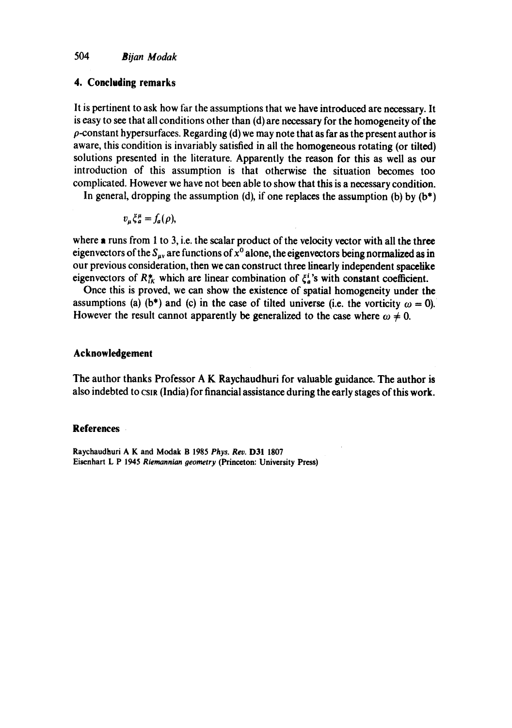## 4. Concluding remarks

It is pertinent to ask how far the assumptions that we have introduced are necessary. It is easy to see that all conditions other than (d) are necessary for the homogeneity of the $\rho$-constant hypersurfaces. Regarding (d) we may note that as far as the present author is aware, this condition is invariably satisfied in all the homogeneous rotating (or tilted) solutions presented in the literature. Apparently the reason for this as well as our introduction of this assumption is that otherwise the situation becomes too complicated. However we have not been able to show that this is a necessary condition.

In general, dropping the assumption (d), if one replaces the assumption (b) by (b*)

$$v_\mu \xi^\mu_a = f_a(\rho),$$

where a runs from 1 to 3, i.e. the scalar product of the velocity vector with all the three eigenvectors of the $S_{\mu\nu}$ are functions of $x^0$ alone, the eigenvectors being normalized as in our previous consideration, then we can construct three linearly independent spacelike eigenvectors of $R^*_{ik}$ which are linear combination of $\xi^i_a$'s with constant coefficient.

Once this is proved, we can show the existence of spatial homogeneity under the assumptions (a) (b*) and (c) in the case of tilted universe (i.e. the vorticity $\omega = 0$). However the result cannot apparently be generalized to the case where $\omega \neq 0$.

## Acknowledgement

The author thanks Professor A K Raychaudhuri for valuable guidance. The author is also indebted to CSIR (India) for financial assistance during the early stages of this work.

## References

Raychaudhuri A K and Modak B 1985 *Phys. Rev.* **D31** 1807

Eisenhart L P 1945 *Riemannian geometry* (Princeton: University Press)